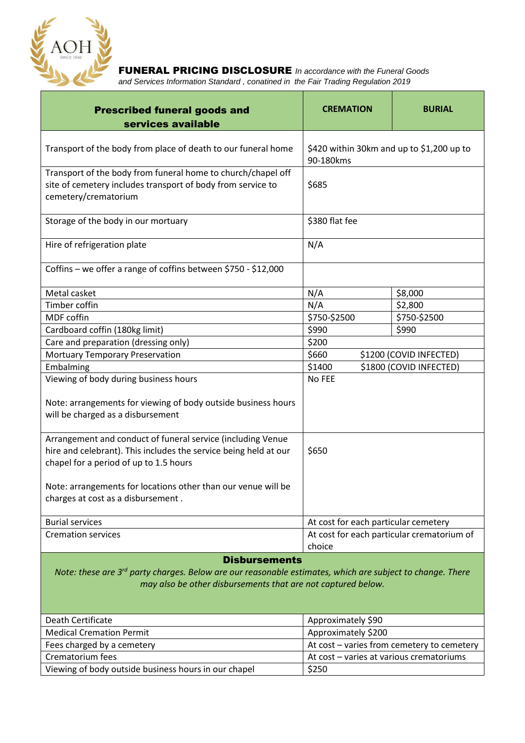AOH

SINCE 1942

**FUNERAL PRICING DISCLOSURE** *In accordance with the Funeral Goods and Services Information Standard , conatined in the Fair Trading Regulation 2019*

| Prescribed funeral goods and services available | CREMATION | BURIAL |
|---|---|---|
| Transport of the body from place of death to our funeral home | $420 within 30km and up to $1,200 up to 90-180kms | |
| Transport of the body from funeral home to church/chapel off site of cemetery includes transport of body from service to cemetery/crematorium | $685 | |
| Storage of the body in our mortuary | $380 flat fee | |
| Hire of refrigeration plate | N/A | |
| Coffins – we offer a range of coffins between $750 - $12,000 | | |
| Metal casket | N/A | $8,000 |
| Timber coffin | N/A | $2,800 |
| MDF coffin | $750-$2500 | $750-$2500 |
| Cardboard coffin (180kg limit) | $990 | $990 |
| Care and preparation (dressing only) | $200 | |
| Mortuary Temporary Preservation | $660 | $1200 (COVID INFECTED) |
| Embalming | $1400 | $1800 (COVID INFECTED) |
| Viewing of body during business hours<br><br>Note: arrangements for viewing of body outside business hours will be charged as a disbursement | No FEE | |
| Arrangement and conduct of funeral service (including Venue hire and celebrant). This includes the service being held at our chapel for a period of up to 1.5 hours<br><br>Note: arrangements for locations other than our venue will be charges at cost as a disbursement . | $650 | |
| Burial services | At cost for each particular cemetery | |
| Cremation services | At cost for each particular crematorium of choice | |

**Disbursements**

*Note: these are 3rd party charges. Below are our reasonable estimates, which are subject to change. There may also be other disbursements that are not captured below.*

| Item | Cost |
|---|---|
| Death Certificate | Approximately $90 |
| Medical Cremation Permit | Approximately $200 |
| Fees charged by a cemetery | At cost – varies from cemetery to cemetery |
| Crematorium fees | At cost – varies at various crematoriums |
| Viewing of body outside business hours in our chapel | $250 |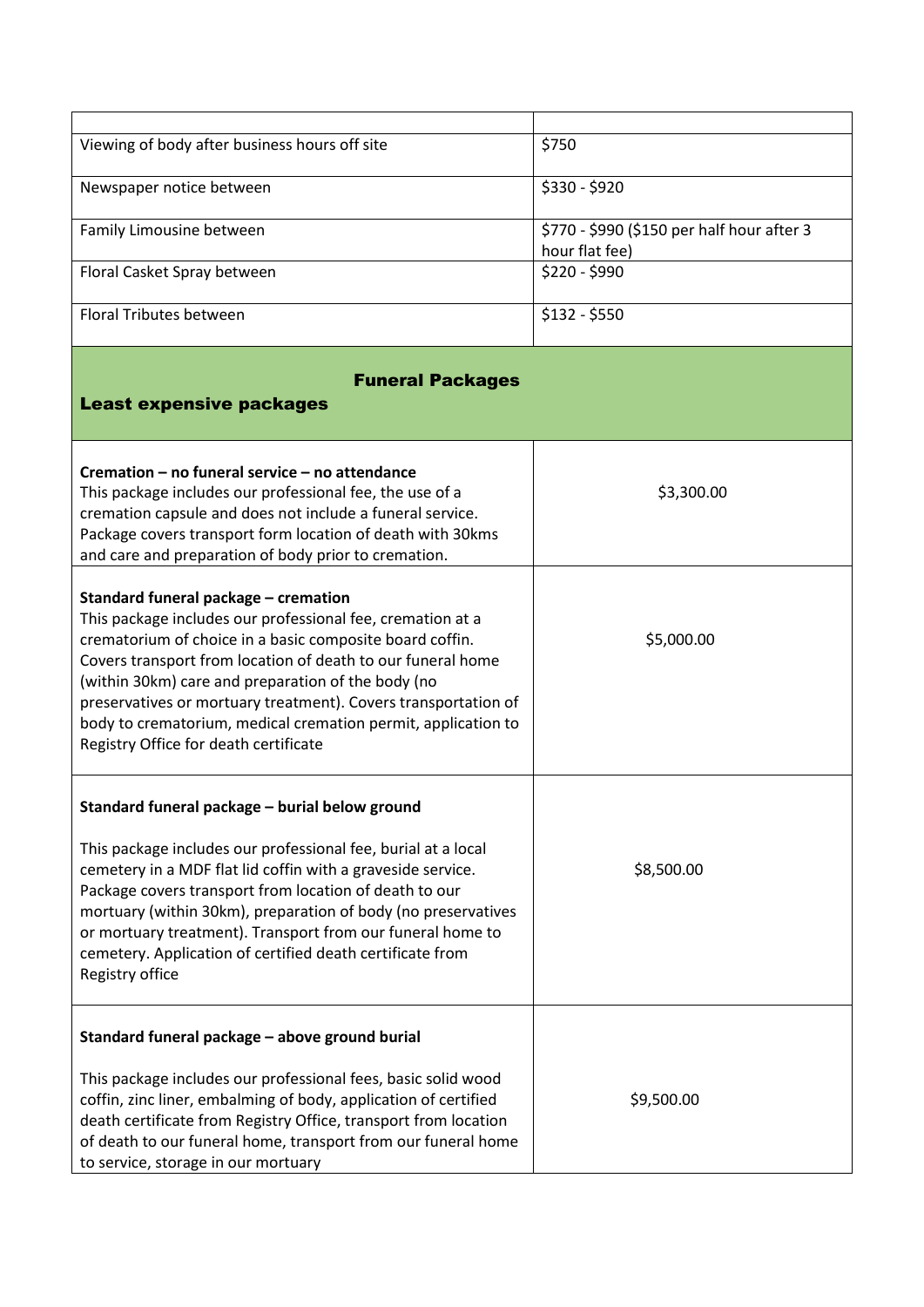| | |
|---|---|
| Viewing of body after business hours off site | $750 |
| Newspaper notice between | $330 - $920 |
| Family Limousine between | $770 - $990 ($150 per half hour after 3 hour flat fee) |
| Floral Casket Spray between | $220 - $990 |
| Floral Tributes between | $132 - $550 |

## Funeral Packages

### Least expensive packages

| | |
|---|---|
| **Cremation – no funeral service – no attendance**<br>This package includes our professional fee, the use of a cremation capsule and does not include a funeral service. Package covers transport form location of death with 30kms and care and preparation of body prior to cremation. | $3,300.00 |
| **Standard funeral package – cremation**<br>This package includes our professional fee, cremation at a crematorium of choice in a basic composite board coffin. Covers transport from location of death to our funeral home (within 30km) care and preparation of the body (no preservatives or mortuary treatment). Covers transportation of body to crematorium, medical cremation permit, application to Registry Office for death certificate | $5,000.00 |
| **Standard funeral package – burial below ground**<br><br>This package includes our professional fee, burial at a local cemetery in a MDF flat lid coffin with a graveside service. Package covers transport from location of death to our mortuary (within 30km), preparation of body (no preservatives or mortuary treatment). Transport from our funeral home to cemetery. Application of certified death certificate from Registry office | $8,500.00 |
| **Standard funeral package – above ground burial**<br><br>This package includes our professional fees, basic solid wood coffin, zinc liner, embalming of body, application of certified death certificate from Registry Office, transport from location of death to our funeral home, transport from our funeral home to service, storage in our mortuary | $9,500.00 |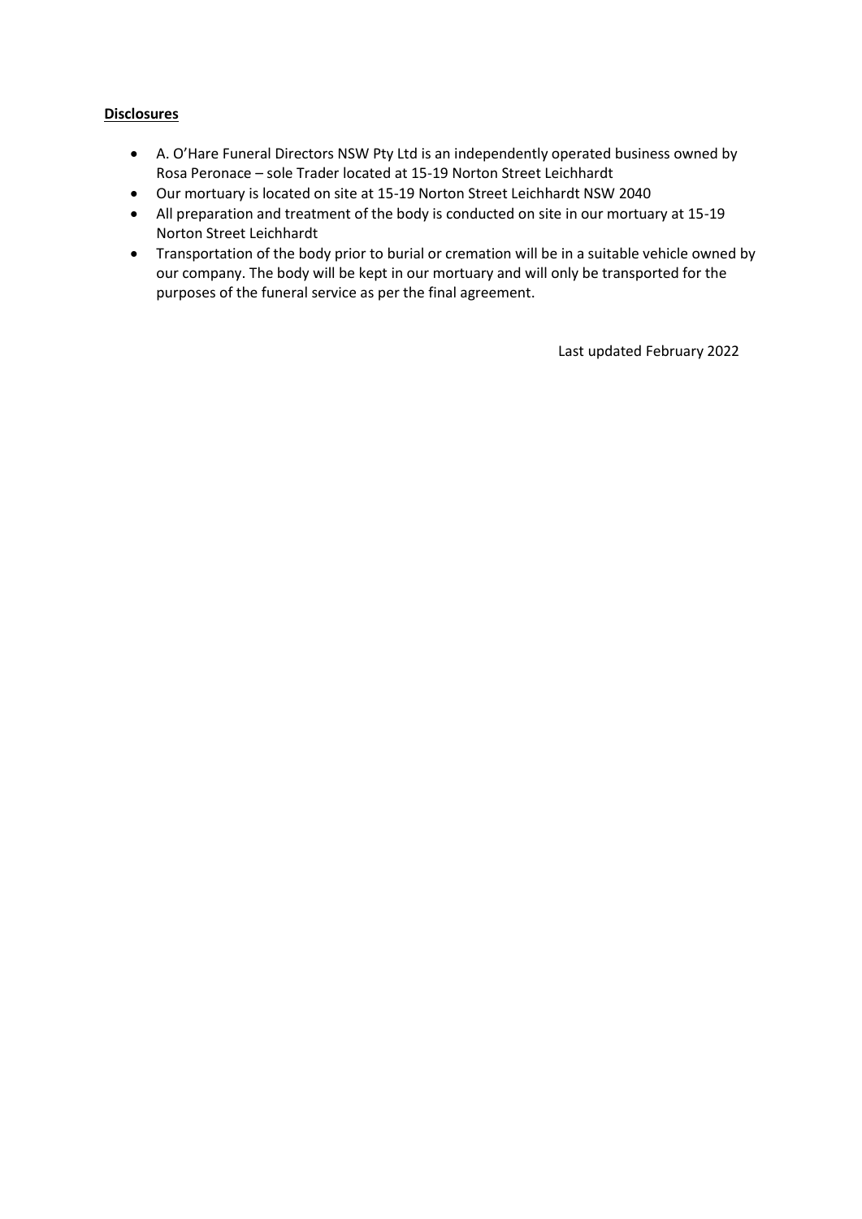**Disclosures**

- A. O'Hare Funeral Directors NSW Pty Ltd is an independently operated business owned by Rosa Peronace – sole Trader located at 15-19 Norton Street Leichhardt
- Our mortuary is located on site at 15-19 Norton Street Leichhardt NSW 2040
- All preparation and treatment of the body is conducted on site in our mortuary at 15-19 Norton Street Leichhardt
- Transportation of the body prior to burial or cremation will be in a suitable vehicle owned by our company. The body will be kept in our mortuary and will only be transported for the purposes of the funeral service as per the final agreement.

Last updated February 2022